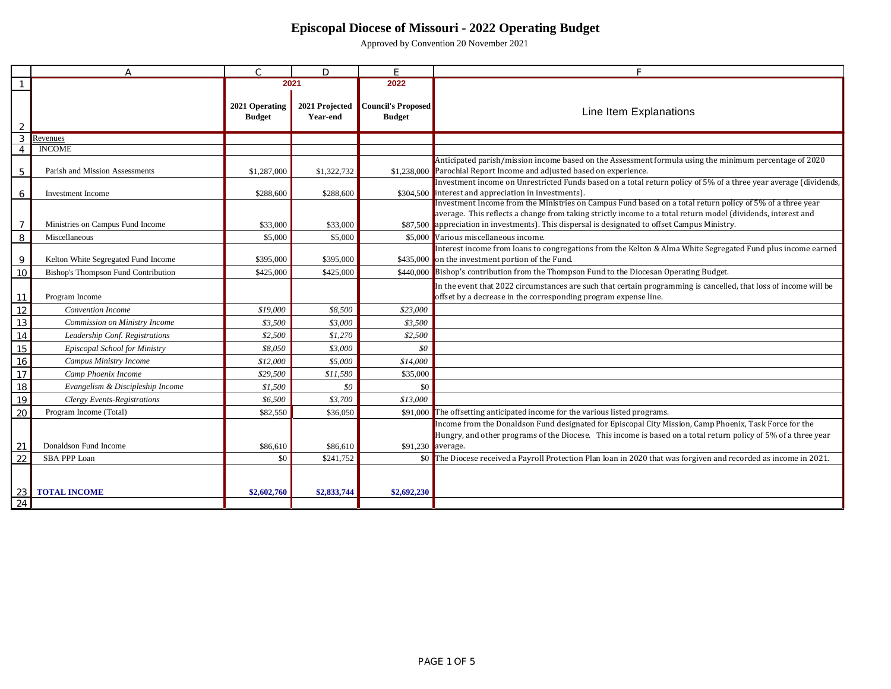# Episcopal Diocese of Missouri - 2022 Operating Budget

Approved by Convention 20 November 2021

| | A | C | D | E | F |
|---|---|---|---|---|---|
| 1 | | 2021 | | 2022 | |
| 2 | | **2021 Operating Budget** | **2021 Projected Year-end** | **Council's Proposed Budget** | Line Item Explanations |
| 3 | Revenues | | | | |
| 4 | INCOME | | | | |
| 5 | Parish and Mission Assessments | $1,287,000 | $1,322,732 | $1,238,000 | Anticipated parish/mission income based on the Assessment formula using the minimum percentage of 2020 Parochial Report Income and adjusted based on experience. |
| 6 | Investment Income | $288,600 | $288,600 | $304,500 | Investment income on Unrestricted Funds based on a total return policy of 5% of a three year average (dividends, interest and appreciation in investments). |
| 7 | Ministries on Campus Fund Income | $33,000 | $33,000 | $87,500 | Investment Income from the Ministries on Campus Fund based on a total return policy of 5% of a three year average. This reflects a change from taking strictly income to a total return model (dividends, interest and appreciation in investments). This dispersal is designated to offset Campus Ministry. |
| 8 | Miscellaneous | $5,000 | $5,000 | $5,000 | Various miscellaneous income. |
| 9 | Kelton White Segregated Fund Income | $395,000 | $395,000 | $435,000 | Interest income from loans to congregations from the Kelton & Alma White Segregated Fund plus income earned on the investment portion of the Fund. |
| 10 | Bishop's Thompson Fund Contribution | $425,000 | $425,000 | $440,000 | Bishop's contribution from the Thompson Fund to the Diocesan Operating Budget. |
| 11 | Program Income | | | | In the event that 2022 circumstances are such that certain programming is cancelled, that loss of income will be offset by a decrease in the corresponding program expense line. |
| 12 | *Convention Income* | *$19,000* | *$8,500* | *$23,000* | |
| 13 | *Commission on Ministry Income* | *$3,500* | *$3,000* | *$3,500* | |
| 14 | *Leadership Conf. Registrations* | *$2,500* | *$1,270* | *$2,500* | |
| 15 | *Episcopal School for Ministry* | *$8,050* | *$3,000* | *$0* | |
| 16 | *Campus Ministry Income* | *$12,000* | *$5,000* | *$14,000* | |
| 17 | *Camp Phoenix Income* | *$29,500* | *$11,580* | $35,000 | |
| 18 | *Evangelism & Discipleship Income* | *$1,500* | *$0* | $0 | |
| 19 | *Clergy Events-Registrations* | *$6,500* | *$3,700* | *$13,000* | |
| 20 | Program Income (Total) | $82,550 | $36,050 | $91,000 | The offsetting anticipated income for the various listed programs. |
| 21 | Donaldson Fund Income | $86,610 | $86,610 | $91,230 | Income from the Donaldson Fund designated for Episcopal City Mission, Camp Phoenix, Task Force for the Hungry, and other programs of the Diocese. This income is based on a total return policy of 5% of a three year average. |
| 22 | SBA PPP Loan | $0 | $241,752 | $0 | The Diocese received a Payroll Protection Plan loan in 2020 that was forgiven and recorded as income in 2021. |
| 23 | **TOTAL INCOME** | **$2,602,760** | **$2,833,744** | **$2,692,230** | |
| 24 | | | | | |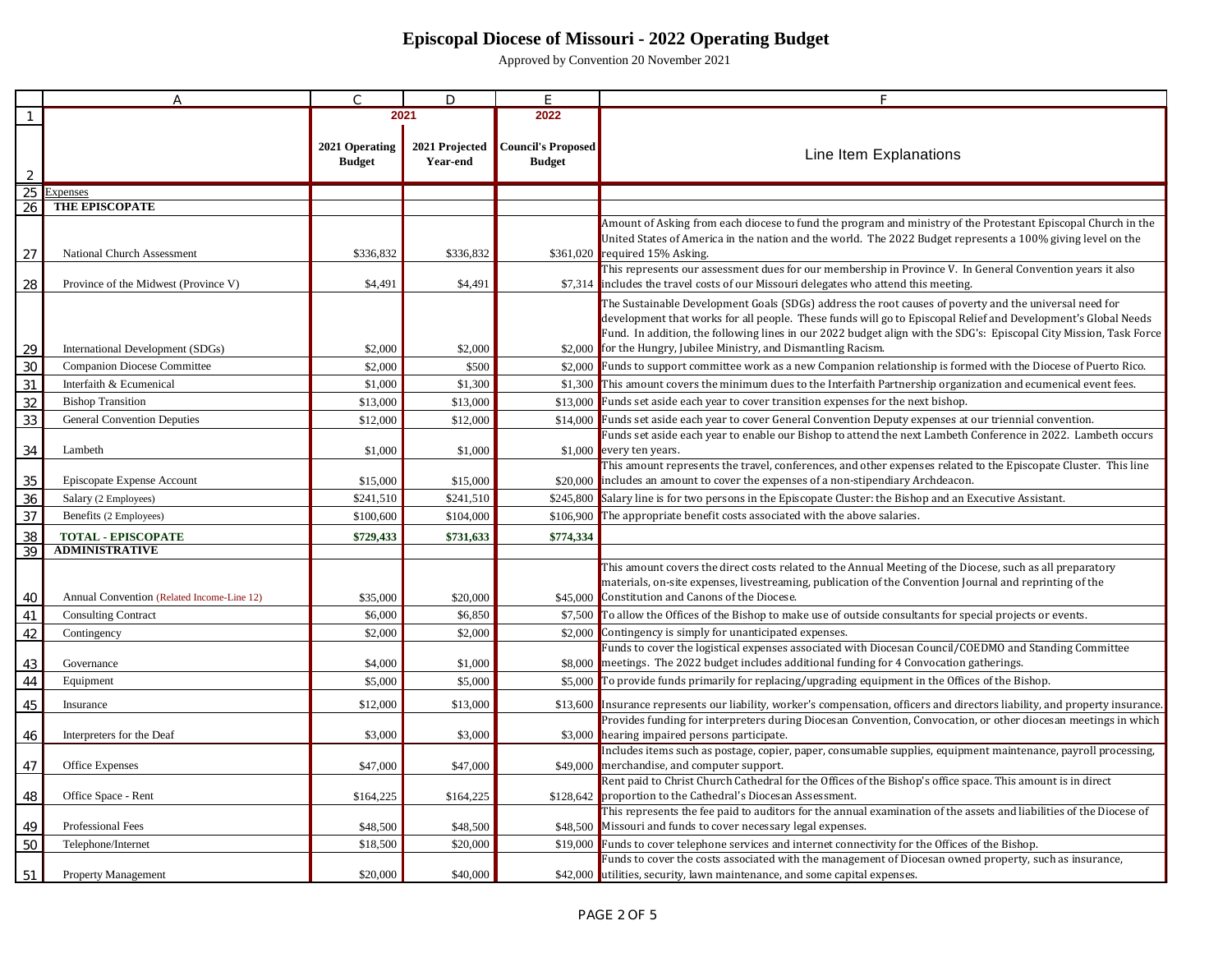# Episcopal Diocese of Missouri - 2022 Operating Budget

Approved by Convention 20 November 2021

| | A | C | D | E | F |
|---|---|---|---|---|---|
| 1 | | 2021 | | 2022 | |
| 2 | | 2021 Operating Budget | 2021 Projected Year-end | Council's Proposed Budget | Line Item Explanations |
| 25 | Expenses | | | | |
| 26 | **THE EPISCOPATE** | | | | |
| 27 | National Church Assessment | $336,832 | $336,832 | $361,020 | Amount of Asking from each diocese to fund the program and ministry of the Protestant Episcopal Church in the United States of America in the nation and the world. The 2022 Budget represents a 100% giving level on the required 15% Asking. |
| 28 | Province of the Midwest (Province V) | $4,491 | $4,491 | $7,314 | This represents our assessment dues for our membership in Province V. In General Convention years it also includes the travel costs of our Missouri delegates who attend this meeting. |
| 29 | International Development (SDGs) | $2,000 | $2,000 | $2,000 | The Sustainable Development Goals (SDGs) address the root causes of poverty and the universal need for development that works for all people. These funds will go to Episcopal Relief and Development's Global Needs Fund. In addition, the following lines in our 2022 budget align with the SDG's: Episcopal City Mission, Task Force for the Hungry, Jubilee Ministry, and Dismantling Racism. |
| 30 | Companion Diocese Committee | $2,000 | $500 | $2,000 | Funds to support committee work as a new Companion relationship is formed with the Diocese of Puerto Rico. |
| 31 | Interfaith & Ecumenical | $1,000 | $1,300 | $1,300 | This amount covers the minimum dues to the Interfaith Partnership organization and ecumenical event fees. |
| 32 | Bishop Transition | $13,000 | $13,000 | $13,000 | Funds set aside each year to cover transition expenses for the next bishop. |
| 33 | General Convention Deputies | $12,000 | $12,000 | $14,000 | Funds set aside each year to cover General Convention Deputy expenses at our triennial convention. |
| 34 | Lambeth | $1,000 | $1,000 | $1,000 | Funds set aside each year to enable our Bishop to attend the next Lambeth Conference in 2022. Lambeth occurs every ten years. |
| 35 | Episcopate Expense Account | $15,000 | $15,000 | $20,000 | This amount represents the travel, conferences, and other expenses related to the Episcopate Cluster. This line includes an amount to cover the expenses of a non-stipendiary Archdeacon. |
| 36 | Salary (2 Employees) | $241,510 | $241,510 | $245,800 | Salary line is for two persons in the Episcopate Cluster: the Bishop and an Executive Assistant. |
| 37 | Benefits (2 Employees) | $100,600 | $104,000 | $106,900 | The appropriate benefit costs associated with the above salaries. |
| 38 | **TOTAL - EPISCOPATE** | **$729,433** | **$731,633** | **$774,334** | |
| 39 | **ADMINISTRATIVE** | | | | |
| 40 | Annual Convention (Related Income-Line 12) | $35,000 | $20,000 | $45,000 | This amount covers the direct costs related to the Annual Meeting of the Diocese, such as all preparatory materials, on-site expenses, livestreaming, publication of the Convention Journal and reprinting of the Constitution and Canons of the Diocese. |
| 41 | Consulting Contract | $6,000 | $6,850 | $7,500 | To allow the Offices of the Bishop to make use of outside consultants for special projects or events. |
| 42 | Contingency | $2,000 | $2,000 | $2,000 | Contingency is simply for unanticipated expenses. |
| 43 | Governance | $4,000 | $1,000 | $8,000 | Funds to cover the logistical expenses associated with Diocesan Council/COEDMO and Standing Committee meetings. The 2022 budget includes additional funding for 4 Convocation gatherings. |
| 44 | Equipment | $5,000 | $5,000 | $5,000 | To provide funds primarily for replacing/upgrading equipment in the Offices of the Bishop. |
| 45 | Insurance | $12,000 | $13,000 | $13,600 | Insurance represents our liability, worker's compensation, officers and directors liability, and property insurance. |
| 46 | Interpreters for the Deaf | $3,000 | $3,000 | $3,000 | Provides funding for interpreters during Diocesan Convention, Convocation, or other diocesan meetings in which hearing impaired persons participate. |
| 47 | Office Expenses | $47,000 | $47,000 | $49,000 | Includes items such as postage, copier, paper, consumable supplies, equipment maintenance, payroll processing, merchandise, and computer support. |
| 48 | Office Space - Rent | $164,225 | $164,225 | $128,642 | Rent paid to Christ Church Cathedral for the Offices of the Bishop's office space. This amount is in direct proportion to the Cathedral's Diocesan Assessment. |
| 49 | Professional Fees | $48,500 | $48,500 | $48,500 | This represents the fee paid to auditors for the annual examination of the assets and liabilities of the Diocese of Missouri and funds to cover necessary legal expenses. |
| 50 | Telephone/Internet | $18,500 | $20,000 | $19,000 | Funds to cover telephone services and internet connectivity for the Offices of the Bishop. |
| 51 | Property Management | $20,000 | $40,000 | $42,000 | Funds to cover the costs associated with the management of Diocesan owned property, such as insurance, utilities, security, lawn maintenance, and some capital expenses. |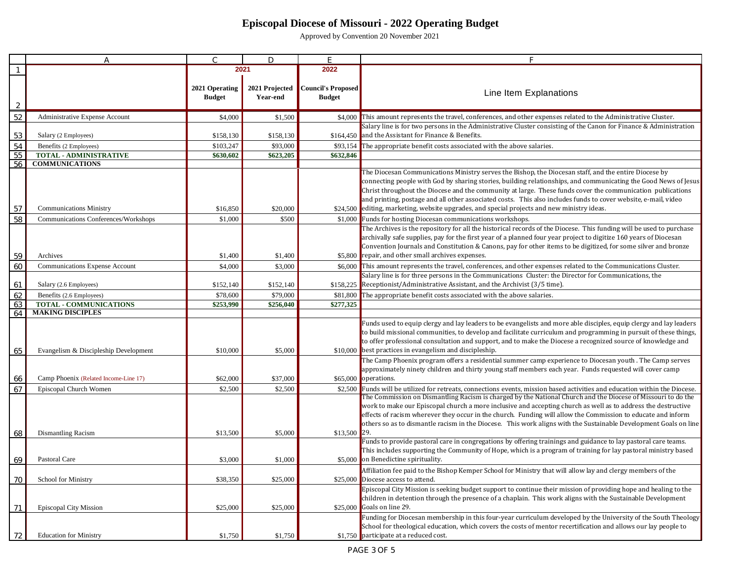# Episcopal Diocese of Missouri - 2022 Operating Budget

Approved by Convention 20 November 2021

| | A | C | D | E | F |
|---|---|---|---|---|---|
| 1 | | 2021 | | 2022 | |
| 2 | | 2021 Operating Budget | 2021 Projected Year-end | Council's Proposed Budget | Line Item Explanations |
| 52 | Administrative Expense Account | $4,000 | $1,500 | $4,000 | This amount represents the travel, conferences, and other expenses related to the Administrative Cluster. |
| 53 | Salary (2 Employees) | $158,130 | $158,130 | $164,450 | Salary line is for two persons in the Administrative Cluster consisting of the Canon for Finance & Administration and the Assistant for Finance & Benefits. |
| 54 | Benefits (2 Employees) | $103,247 | $93,000 | $93,154 | The appropriate benefit costs associated with the above salaries. |
| 55 | **TOTAL - ADMINISTRATIVE** | **$630,602** | **$623,205** | **$632,846** | |
| 56 | **COMMUNICATIONS** | | | | |
| 57 | Communications Ministry | $16,850 | $20,000 | $24,500 | The Diocesan Communications Ministry serves the Bishop, the Diocesan staff, and the entire Diocese by connecting people with God by sharing stories, building relationships, and communicating the Good News of Jesus Christ throughout the Diocese and the community at large. These funds cover the communication publications and printing, postage and all other associated costs. This also includes funds to cover website, e-mail, video editing, marketing, website upgrades, and special projects and new ministry ideas. |
| 58 | Communications Conferences/Workshops | $1,000 | $500 | $1,000 | Funds for hosting Diocesan communications workshops. |
| 59 | Archives | $1,400 | $1,400 | $5,800 | The Archives is the repository for all the historical records of the Diocese. This funding will be used to purchase archivally safe supplies, pay for the first year of a planned four year project to digitize 160 years of Diocesan Convention Journals and Constitution & Canons, pay for other items to be digitized, for some silver and bronze repair, and other small archives expenses. |
| 60 | Communications Expense Account | $4,000 | $3,000 | $6,000 | This amount represents the travel, conferences, and other expenses related to the Communications Cluster. |
| 61 | Salary (2.6 Employees) | $152,140 | $152,140 | $158,225 | Salary line is for three persons in the Communications Cluster: the Director for Communications, the Receptionist/Administrative Assistant, and the Archivist (3/5 time). |
| 62 | Benefits (2.6 Employees) | $78,600 | $79,000 | $81,800 | The appropriate benefit costs associated with the above salaries. |
| 63 | **TOTAL - COMMUNICATIONS** | **$253,990** | **$256,040** | **$277,325** | |
| 64 | **MAKING DISCIPLES** | | | | |
| 65 | Evangelism & Discipleship Development | $10,000 | $5,000 | $10,000 | Funds used to equip clergy and lay leaders to be evangelists and more able disciples, equip clergy and lay leaders to build missional communities, to develop and facilitate curriculum and programming in pursuit of these things, to offer professional consultation and support, and to make the Diocese a recognized source of knowledge and best practices in evangelism and discipleship. |
| 66 | Camp Phoenix (Related Income-Line 17) | $62,000 | $37,000 | $65,000 | The Camp Phoenix program offers a residential summer camp experience to Diocesan youth . The Camp serves approximately ninety children and thirty young staff members each year. Funds requested will cover camp operations. |
| 67 | Episcopal Church Women | $2,500 | $2,500 | $2,500 | Funds will be utilized for retreats, connections events, mission based activities and education within the Diocese. |
| 68 | Dismantling Racism | $13,500 | $5,000 | $13,500 | The Commission on Dismantling Racism is charged by the National Church and the Diocese of Missouri to do the work to make our Episcopal church a more inclusive and accepting church as well as to address the destructive effects of racism wherever they occur in the church. Funding will allow the Commission to educate and inform others so as to dismantle racism in the Diocese. This work aligns with the Sustainable Development Goals on line 29. |
| 69 | Pastoral Care | $3,000 | $1,000 | $5,000 | Funds to provide pastoral care in congregations by offering trainings and guidance to lay pastoral care teams. This includes supporting the Community of Hope, which is a program of training for lay pastoral ministry based on Benedictine spirituality. |
| 70 | School for Ministry | $38,350 | $25,000 | $25,000 | Affiliation fee paid to the Bishop Kemper School for Ministry that will allow lay and clergy members of the Diocese access to attend. |
| 71 | Episcopal City Mission | $25,000 | $25,000 | $25,000 | Episcopal City Mission is seeking budget support to continue their mission of providing hope and healing to the children in detention through the presence of a chaplain. This work aligns with the Sustainable Development Goals on line 29. |
| 72 | Education for Ministry | $1,750 | $1,750 | $1,750 | Funding for Diocesan membership in this four-year curriculum developed by the University of the South Theology School for theological education, which covers the costs of mentor recertification and allows our lay people to participate at a reduced cost. |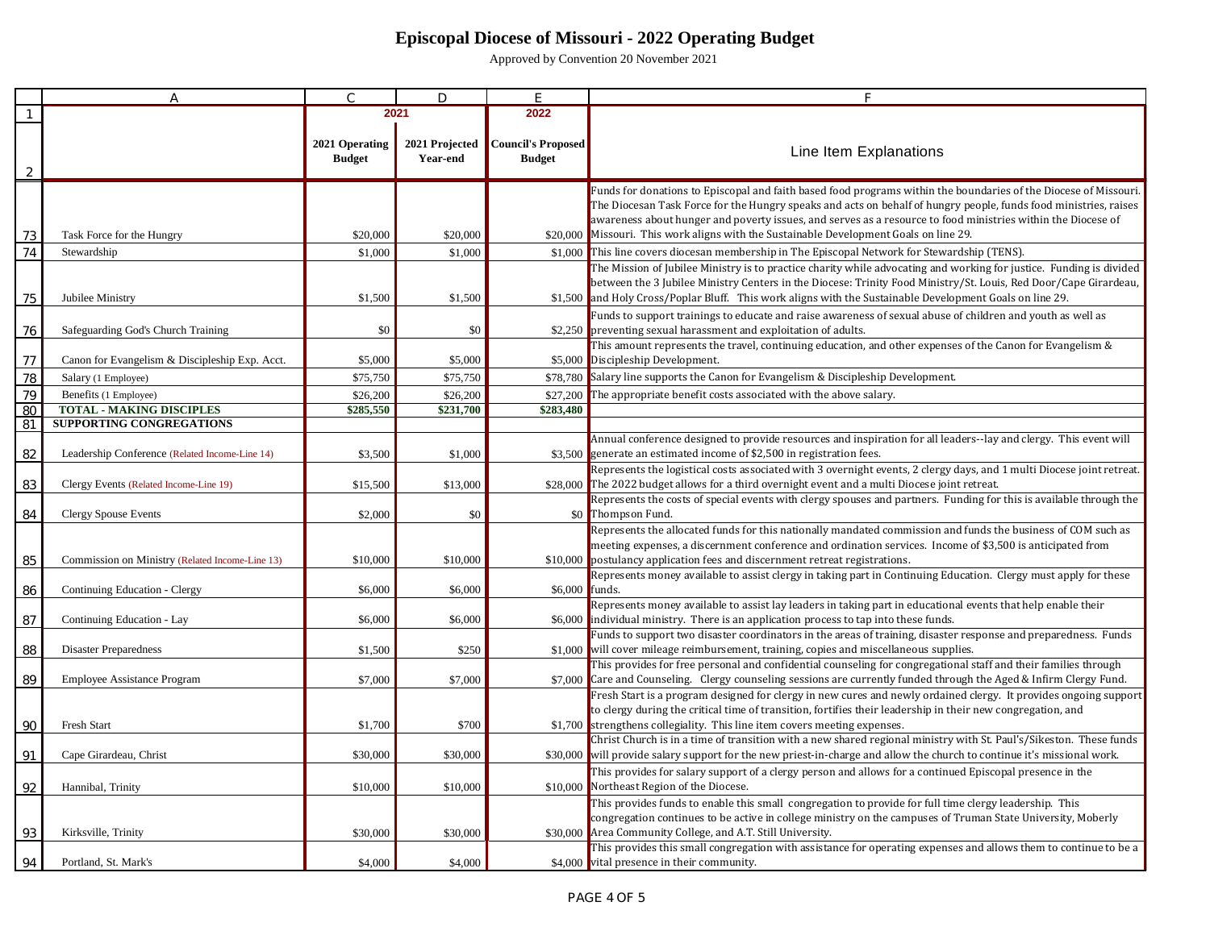# Episcopal Diocese of Missouri - 2022 Operating Budget

Approved by Convention 20 November 2021

| | A | C | D | E | F |
|---|---|---|---|---|---|
| 1 | | 2021 | | 2022 | |
| 2 | | 2021 Operating Budget | 2021 Projected Year-end | Council's Proposed Budget | Line Item Explanations |
| 73 | Task Force for the Hungry | $20,000 | $20,000 | $20,000 | Funds for donations to Episcopal and faith based food programs within the boundaries of the Diocese of Missouri. The Diocesan Task Force for the Hungry speaks and acts on behalf of hungry people, funds food ministries, raises awareness about hunger and poverty issues, and serves as a resource to food ministries within the Diocese of Missouri. This work aligns with the Sustainable Development Goals on line 29. |
| 74 | Stewardship | $1,000 | $1,000 | $1,000 | This line covers diocesan membership in The Episcopal Network for Stewardship (TENS). |
| 75 | Jubilee Ministry | $1,500 | $1,500 | $1,500 | The Mission of Jubilee Ministry is to practice charity while advocating and working for justice. Funding is divided between the 3 Jubilee Ministry Centers in the Diocese: Trinity Food Ministry/St. Louis, Red Door/Cape Girardeau, and Holy Cross/Poplar Bluff. This work aligns with the Sustainable Development Goals on line 29. |
| 76 | Safeguarding God's Church Training | $0 | $0 | $2,250 | Funds to support trainings to educate and raise awareness of sexual abuse of children and youth as well as preventing sexual harassment and exploitation of adults. |
| 77 | Canon for Evangelism & Discipleship Exp. Acct. | $5,000 | $5,000 | $5,000 | This amount represents the travel, continuing education, and other expenses of the Canon for Evangelism & Discipleship Development. |
| 78 | Salary (1 Employee) | $75,750 | $75,750 | $78,780 | Salary line supports the Canon for Evangelism & Discipleship Development. |
| 79 | Benefits (1 Employee) | $26,200 | $26,200 | $27,200 | The appropriate benefit costs associated with the above salary. |
| 80 | **TOTAL - MAKING DISCIPLES** | **$285,550** | **$231,700** | **$283,480** | |
| 81 | **SUPPORTING CONGREGATIONS** | | | | |
| 82 | Leadership Conference (Related Income-Line 14) | $3,500 | $1,000 | $3,500 | Annual conference designed to provide resources and inspiration for all leaders--lay and clergy. This event will generate an estimated income of $2,500 in registration fees. |
| 83 | Clergy Events (Related Income-Line 19) | $15,500 | $13,000 | $28,000 | Represents the logistical costs associated with 3 overnight events, 2 clergy days, and 1 multi Diocese joint retreat. The 2022 budget allows for a third overnight event and a multi Diocese joint retreat. |
| 84 | Clergy Spouse Events | $2,000 | $0 | $0 | Represents the costs of special events with clergy spouses and partners. Funding for this is available through the Thompson Fund. |
| 85 | Commission on Ministry (Related Income-Line 13) | $10,000 | $10,000 | $10,000 | Represents the allocated funds for this nationally mandated commission and funds the business of COM such as meeting expenses, a discernment conference and ordination services. Income of $3,500 is anticipated from postulancy application fees and discernment retreat registrations. |
| 86 | Continuing Education - Clergy | $6,000 | $6,000 | $6,000 | Represents money available to assist clergy in taking part in Continuing Education. Clergy must apply for these funds. |
| 87 | Continuing Education - Lay | $6,000 | $6,000 | $6,000 | Represents money available to assist lay leaders in taking part in educational events that help enable their individual ministry. There is an application process to tap into these funds. |
| 88 | Disaster Preparedness | $1,500 | $250 | $1,000 | Funds to support two disaster coordinators in the areas of training, disaster response and preparedness. Funds will cover mileage reimbursement, training, copies and miscellaneous supplies. |
| 89 | Employee Assistance Program | $7,000 | $7,000 | $7,000 | This provides for free personal and confidential counseling for congregational staff and their families through Care and Counseling. Clergy counseling sessions are currently funded through the Aged & Infirm Clergy Fund. |
| 90 | Fresh Start | $1,700 | $700 | $1,700 | Fresh Start is a program designed for clergy in new cures and newly ordained clergy. It provides ongoing support to clergy during the critical time of transition, fortifies their leadership in their new congregation, and strengthens collegiality. This line item covers meeting expenses. |
| 91 | Cape Girardeau, Christ | $30,000 | $30,000 | $30,000 | Christ Church is in a time of transition with a new shared regional ministry with St. Paul's/Sikeston. These funds will provide salary support for the new priest-in-charge and allow the church to continue it's missional work. |
| 92 | Hannibal, Trinity | $10,000 | $10,000 | $10,000 | This provides for salary support of a clergy person and allows for a continued Episcopal presence in the Northeast Region of the Diocese. |
| 93 | Kirksville, Trinity | $30,000 | $30,000 | $30,000 | This provides funds to enable this small congregation to provide for full time clergy leadership. This congregation continues to be active in college ministry on the campuses of Truman State University, Moberly Area Community College, and A.T. Still University. |
| 94 | Portland, St. Mark's | $4,000 | $4,000 | $4,000 | This provides this small congregation with assistance for operating expenses and allows them to continue to be a vital presence in their community. |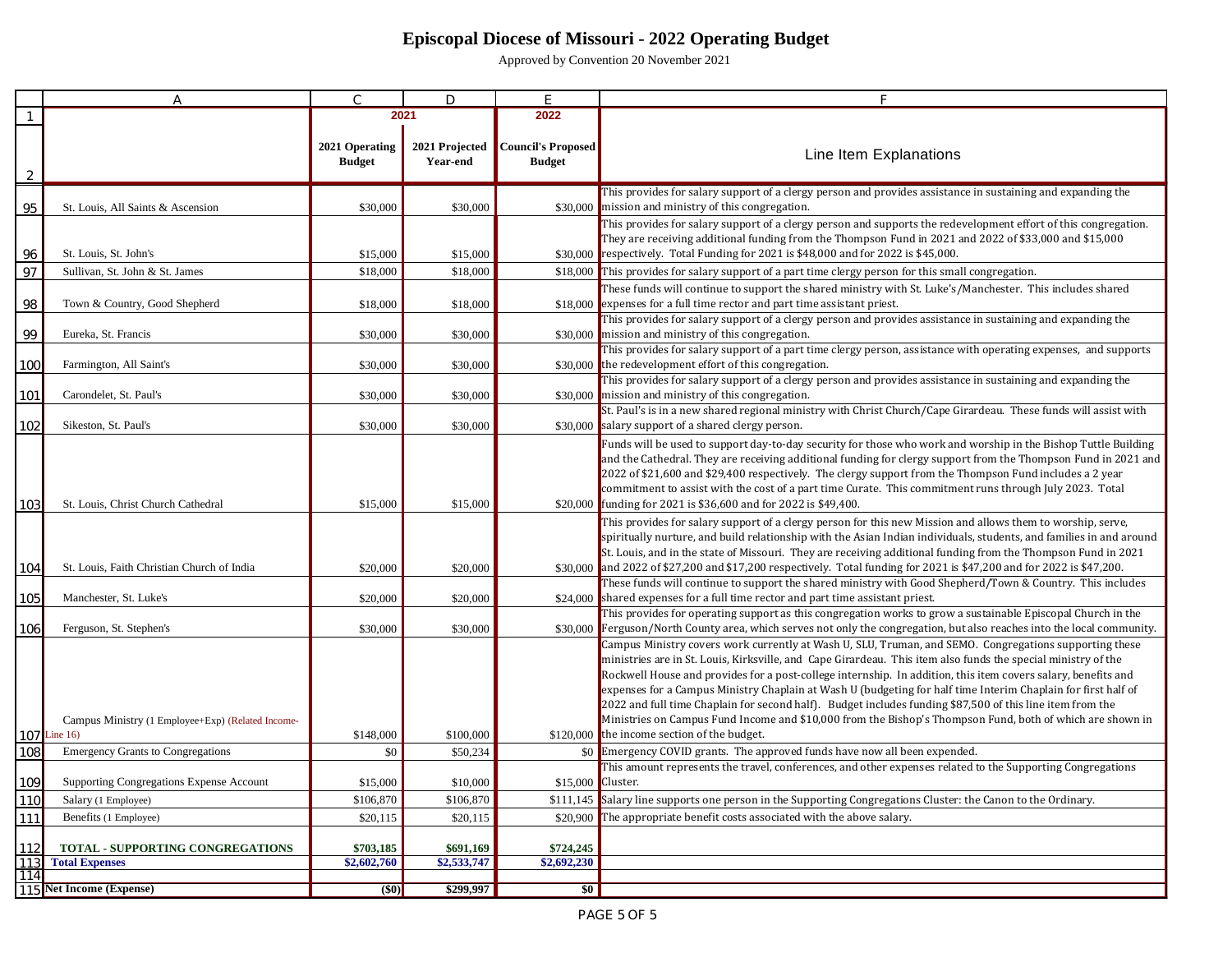# Episcopal Diocese of Missouri - 2022 Operating Budget

Approved by Convention 20 November 2021

| | A | C | D | E | F |
|---|---|---|---|---|---|
| 1 | | 2021 | | 2022 | |
| 2 | | 2021 Operating Budget | 2021 Projected Year-end | Council's Proposed Budget | Line Item Explanations |
| 95 | St. Louis, All Saints & Ascension | $30,000 | $30,000 | $30,000 | This provides for salary support of a clergy person and provides assistance in sustaining and expanding the mission and ministry of this congregation. |
| 96 | St. Louis, St. John's | $15,000 | $15,000 | $30,000 | This provides for salary support of a clergy person and supports the redevelopment effort of this congregation. They are receiving additional funding from the Thompson Fund in 2021 and 2022 of $33,000 and $15,000 respectively. Total Funding for 2021 is $48,000 and for 2022 is $45,000. |
| 97 | Sullivan, St. John & St. James | $18,000 | $18,000 | $18,000 | This provides for salary support of a part time clergy person for this small congregation. |
| 98 | Town & Country, Good Shepherd | $18,000 | $18,000 | $18,000 | These funds will continue to support the shared ministry with St. Luke's/Manchester. This includes shared expenses for a full time rector and part time assistant priest. |
| 99 | Eureka, St. Francis | $30,000 | $30,000 | $30,000 | This provides for salary support of a clergy person and provides assistance in sustaining and expanding the mission and ministry of this congregation. |
| 100 | Farmington, All Saint's | $30,000 | $30,000 | $30,000 | This provides for salary support of a part time clergy person, assistance with operating expenses, and supports the redevelopment effort of this congregation. |
| 101 | Carondelet, St. Paul's | $30,000 | $30,000 | $30,000 | This provides for salary support of a clergy person and provides assistance in sustaining and expanding the mission and ministry of this congregation. |
| 102 | Sikeston, St. Paul's | $30,000 | $30,000 | $30,000 | St. Paul's is in a new shared regional ministry with Christ Church/Cape Girardeau. These funds will assist with salary support of a shared clergy person. |
| 103 | St. Louis, Christ Church Cathedral | $15,000 | $15,000 | $20,000 | Funds will be used to support day-to-day security for those who work and worship in the Bishop Tuttle Building and the Cathedral. They are receiving additional funding for clergy support from the Thompson Fund in 2021 and 2022 of $21,600 and $29,400 respectively. The clergy support from the Thompson Fund includes a 2 year commitment to assist with the cost of a part time Curate. This commitment runs through July 2023. Total funding for 2021 is $36,600 and for 2022 is $49,400. |
| 104 | St. Louis, Faith Christian Church of India | $20,000 | $20,000 | $30,000 | This provides for salary support of a clergy person for this new Mission and allows them to worship, serve, spiritually nurture, and build relationship with the Asian Indian individuals, students, and families in and around St. Louis, and in the state of Missouri. They are receiving additional funding from the Thompson Fund in 2021 and 2022 of $27,200 and $17,200 respectively. Total funding for 2021 is $47,200 and for 2022 is $47,200. |
| 105 | Manchester, St. Luke's | $20,000 | $20,000 | $24,000 | These funds will continue to support the shared ministry with Good Shepherd/Town & Country. This includes shared expenses for a full time rector and part time assistant priest. |
| 106 | Ferguson, St. Stephen's | $30,000 | $30,000 | $30,000 | This provides for operating support as this congregation works to grow a sustainable Episcopal Church in the Ferguson/North County area, which serves not only the congregation, but also reaches into the local community. |
| 107 | Campus Ministry (1 Employee+Exp) (Related Income-Line 16) | $148,000 | $100,000 | $120,000 | Campus Ministry covers work currently at Wash U, SLU, Truman, and SEMO. Congregations supporting these ministries are in St. Louis, Kirksville, and Cape Girardeau. This item also funds the special ministry of the Rockwell House and provides for a post-college internship. In addition, this item covers salary, benefits and expenses for a Campus Ministry Chaplain at Wash U (budgeting for half time Interim Chaplain for first half of 2022 and full time Chaplain for second half). Budget includes funding $87,500 of this line item from the Ministries on Campus Fund Income and $10,000 from the Bishop's Thompson Fund, both of which are shown in the income section of the budget. |
| 108 | Emergency Grants to Congregations | $0 | $50,234 | $0 | Emergency COVID grants. The approved funds have now all been expended. |
| 109 | Supporting Congregations Expense Account | $15,000 | $10,000 | $15,000 | This amount represents the travel, conferences, and other expenses related to the Supporting Congregations Cluster. |
| 110 | Salary (1 Employee) | $106,870 | $106,870 | $111,145 | Salary line supports one person in the Supporting Congregations Cluster: the Canon to the Ordinary. |
| 111 | Benefits (1 Employee) | $20,115 | $20,115 | $20,900 | The appropriate benefit costs associated with the above salary. |
| 112 | **TOTAL - SUPPORTING CONGREGATIONS** | **$703,185** | **$691,169** | **$724,245** | |
| 113 | **Total Expenses** | **$2,602,760** | **$2,533,747** | **$2,692,230** | |
| 114 | | | | | |
| 115 | **Net Income (Expense)** | **($0)** | **$299,997** | **$0** | |